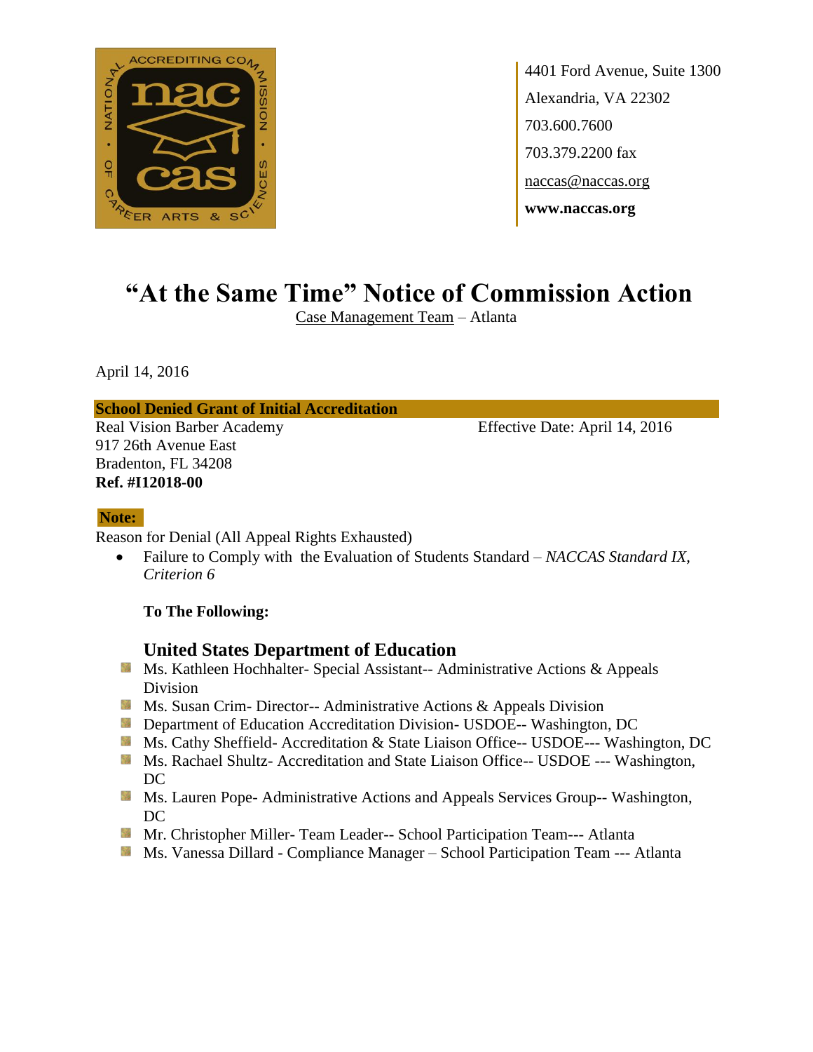4401 Ford Avenue, Suite 1300
Alexandria, VA 22302
703.600.7600
703.379.2200 fax
naccas@naccas.org
**www.naccas.org**

# "At the Same Time" Notice of Commission Action

Case Management Team – Atlanta

April 14, 2016

**School Denied Grant of Initial Accreditation**

Real Vision Barber Academy
917 26th Avenue East
Bradenton, FL 34208
**Ref. #I12018-00**

Effective Date: April 14, 2016

**Note:**

Reason for Denial (All Appeal Rights Exhausted)

- Failure to Comply with the Evaluation of Students Standard – *NACCAS Standard IX, Criterion 6*

**To The Following:**

### United States Department of Education

- Ms. Kathleen Hochhalter- Special Assistant-- Administrative Actions & Appeals Division
- Ms. Susan Crim- Director-- Administrative Actions & Appeals Division
- Department of Education Accreditation Division- USDOE-- Washington, DC
- Ms. Cathy Sheffield- Accreditation & State Liaison Office-- USDOE--- Washington, DC
- Ms. Rachael Shultz- Accreditation and State Liaison Office-- USDOE --- Washington, DC
- Ms. Lauren Pope- Administrative Actions and Appeals Services Group-- Washington, DC
- Mr. Christopher Miller- Team Leader-- School Participation Team--- Atlanta
- Ms. Vanessa Dillard - Compliance Manager – School Participation Team --- Atlanta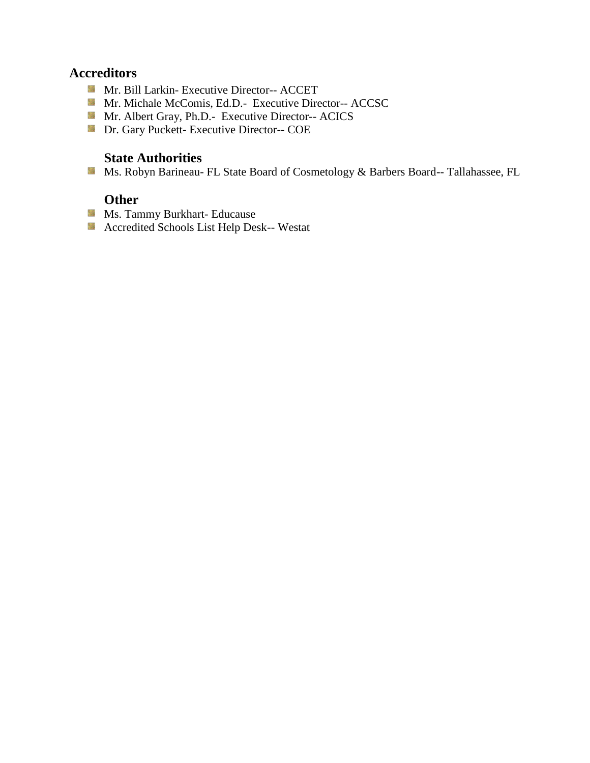## Accreditors

- Mr. Bill Larkin- Executive Director-- ACCET
- Mr. Michale McComis, Ed.D.- Executive Director-- ACCSC
- Mr. Albert Gray, Ph.D.- Executive Director-- ACICS
- Dr. Gary Puckett- Executive Director-- COE

## State Authorities

- Ms. Robyn Barineau- FL State Board of Cosmetology & Barbers Board-- Tallahassee, FL

## Other

- Ms. Tammy Burkhart- Educause
- Accredited Schools List Help Desk-- Westat